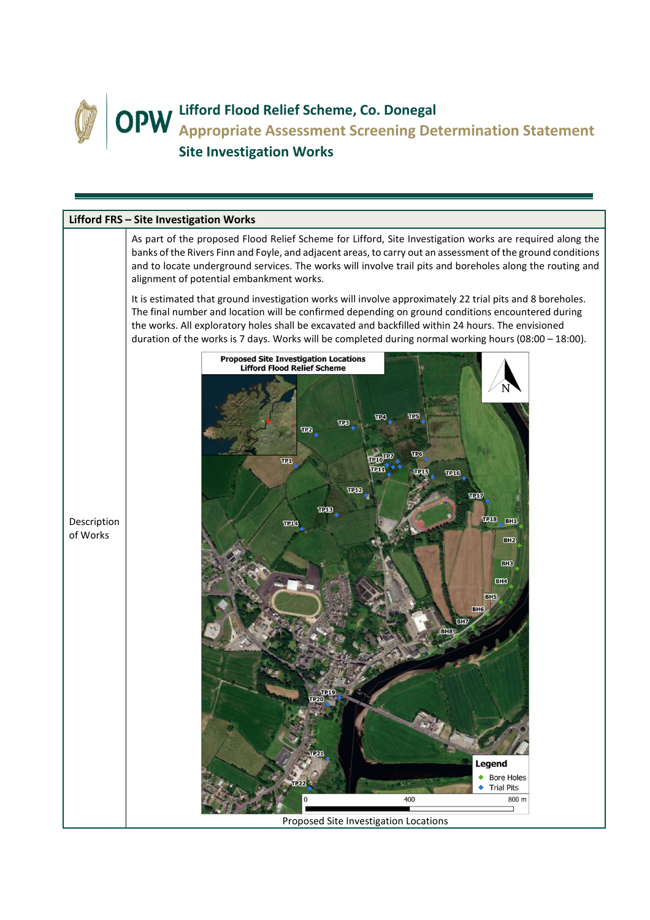# Lifford Flood Relief Scheme, Co. Donegal

## Appropriate Assessment Screening Determination Statement

## Site Investigation Works

| Lifford FRS – Site Investigation Works | |
|---|---|
| Description of Works | As part of the proposed Flood Relief Scheme for Lifford, Site Investigation works are required along the banks of the Rivers Finn and Foyle, and adjacent areas, to carry out an assessment of the ground conditions and to locate underground services. The works will involve trail pits and boreholes along the routing and alignment of potential embankment works.<br><br>It is estimated that ground investigation works will involve approximately 22 trial pits and 8 boreholes. The final number and location will be confirmed depending on ground conditions encountered during the works. All exploratory holes shall be excavated and backfilled within 24 hours. The envisioned duration of the works is 7 days. Works will be completed during normal working hours (08:00 – 18:00).<br><br>Proposed Site Investigation Locations |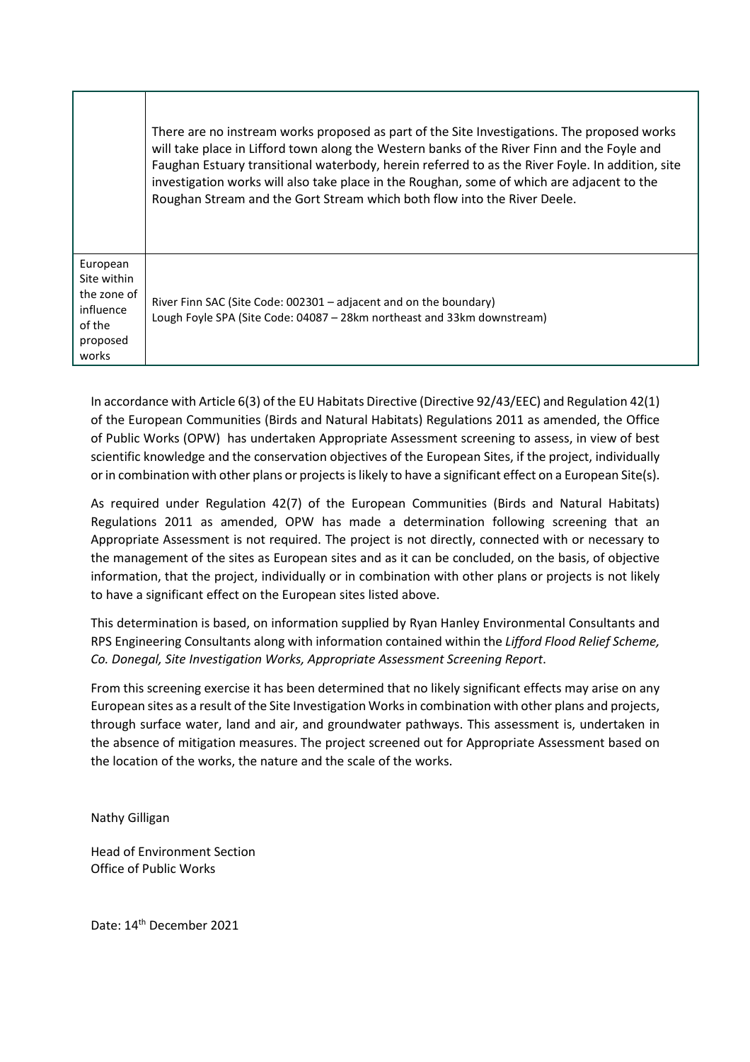| | |
|---|---|
| | There are no instream works proposed as part of the Site Investigations. The proposed works will take place in Lifford town along the Western banks of the River Finn and the Foyle and Faughan Estuary transitional waterbody, herein referred to as the River Foyle. In addition, site investigation works will also take place in the Roughan, some of which are adjacent to the Roughan Stream and the Gort Stream which both flow into the River Deele. |
| European Site within the zone of influence of the proposed works | River Finn SAC (Site Code: 002301 – adjacent and on the boundary)<br>Lough Foyle SPA (Site Code: 04087 – 28km northeast and 33km downstream) |

In accordance with Article 6(3) of the EU Habitats Directive (Directive 92/43/EEC) and Regulation 42(1) of the European Communities (Birds and Natural Habitats) Regulations 2011 as amended, the Office of Public Works (OPW) has undertaken Appropriate Assessment screening to assess, in view of best scientific knowledge and the conservation objectives of the European Sites, if the project, individually or in combination with other plans or projects is likely to have a significant effect on a European Site(s).

As required under Regulation 42(7) of the European Communities (Birds and Natural Habitats) Regulations 2011 as amended, OPW has made a determination following screening that an Appropriate Assessment is not required. The project is not directly, connected with or necessary to the management of the sites as European sites and as it can be concluded, on the basis, of objective information, that the project, individually or in combination with other plans or projects is not likely to have a significant effect on the European sites listed above.

This determination is based, on information supplied by Ryan Hanley Environmental Consultants and RPS Engineering Consultants along with information contained within the *Lifford Flood Relief Scheme, Co. Donegal, Site Investigation Works, Appropriate Assessment Screening Report*.

From this screening exercise it has been determined that no likely significant effects may arise on any European sites as a result of the Site Investigation Works in combination with other plans and projects, through surface water, land and air, and groundwater pathways. This assessment is, undertaken in the absence of mitigation measures. The project screened out for Appropriate Assessment based on the location of the works, the nature and the scale of the works.

Nathy Gilligan

Head of Environment Section
Office of Public Works

Date: 14th December 2021